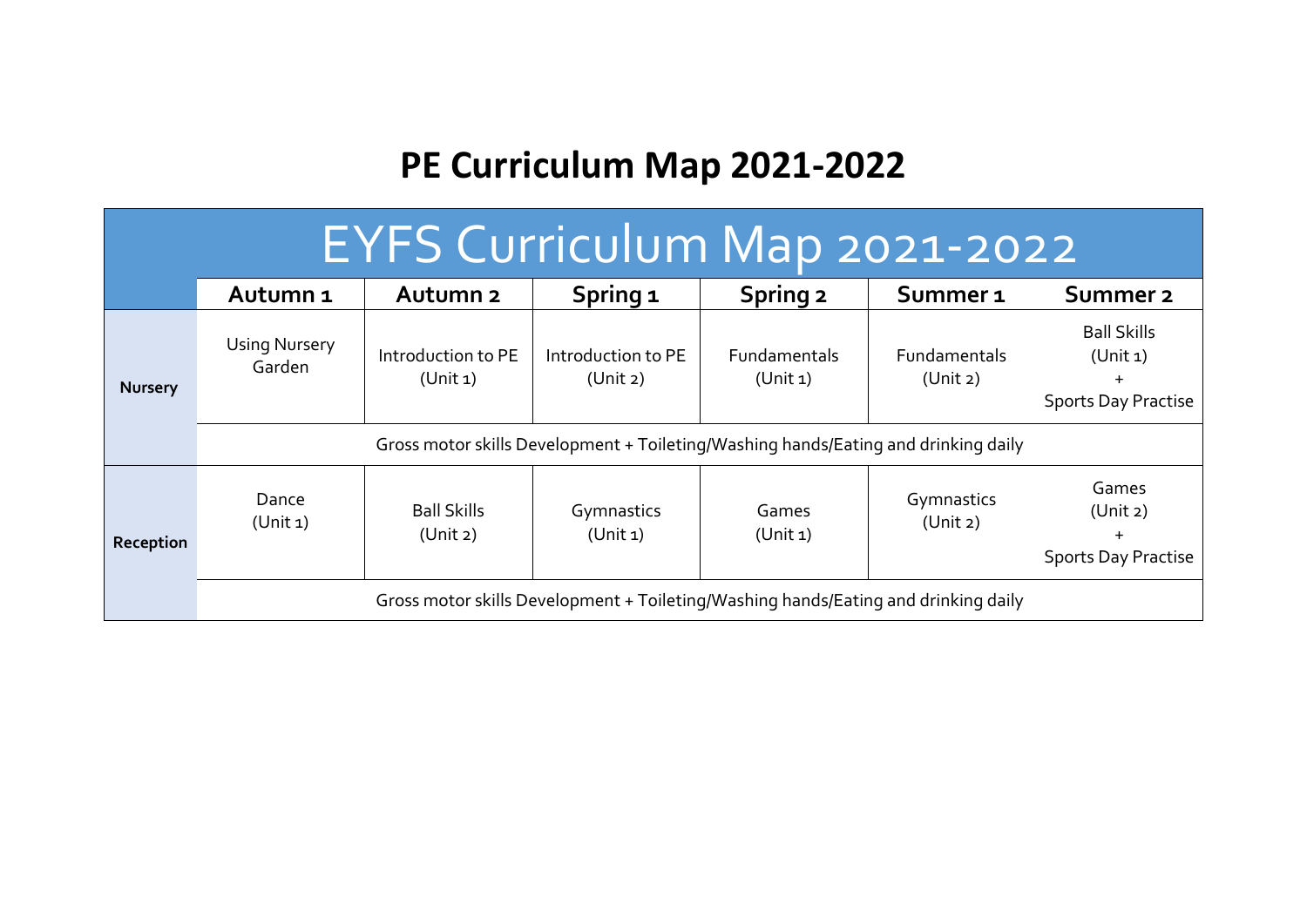# PE Curriculum Map 2021-2022

| EYFS Curriculum Map 2021-2022 | | | | | | |
|---|---|---|---|---|---|---|
| | **Autumn 1** | **Autumn 2** | **Spring 1** | **Spring 2** | **Summer 1** | **Summer 2** |
| **Nursery** | Using Nursery Garden | Introduction to PE (Unit 1) | Introduction to PE (Unit 2) | Fundamentals (Unit 1) | Fundamentals (Unit 2) | Ball Skills (Unit 1) + Sports Day Practise |
| | Gross motor skills Development + Toileting/Washing hands/Eating and drinking daily | | | | | |
| **Reception** | Dance (Unit 1) | Ball Skills (Unit 2) | Gymnastics (Unit 1) | Games (Unit 1) | Gymnastics (Unit 2) | Games (Unit 2) + Sports Day Practise |
| | Gross motor skills Development + Toileting/Washing hands/Eating and drinking daily | | | | | |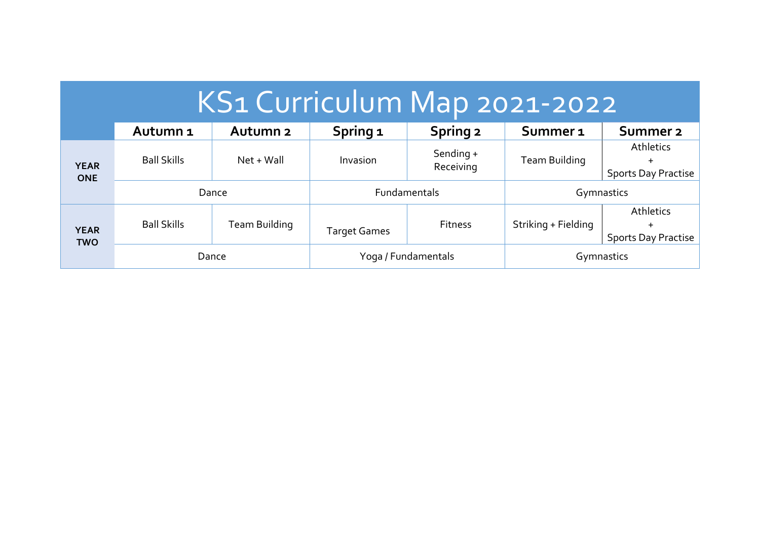# KS1 Curriculum Map 2021-2022

| | Autumn 1 | Autumn 2 | Spring 1 | Spring 2 | Summer 1 | Summer 2 |
|---|---|---|---|---|---|---|
| **YEAR ONE** | Ball Skills | Net + Wall | Invasion | Sending + Receiving | Team Building | Athletics + Sports Day Practise |
| | Dance | | Fundamentals | | Gymnastics | |
| **YEAR TWO** | Ball Skills | Team Building | Target Games | Fitness | Striking + Fielding | Athletics + Sports Day Practise |
| | Dance | | Yoga / Fundamentals | | Gymnastics | |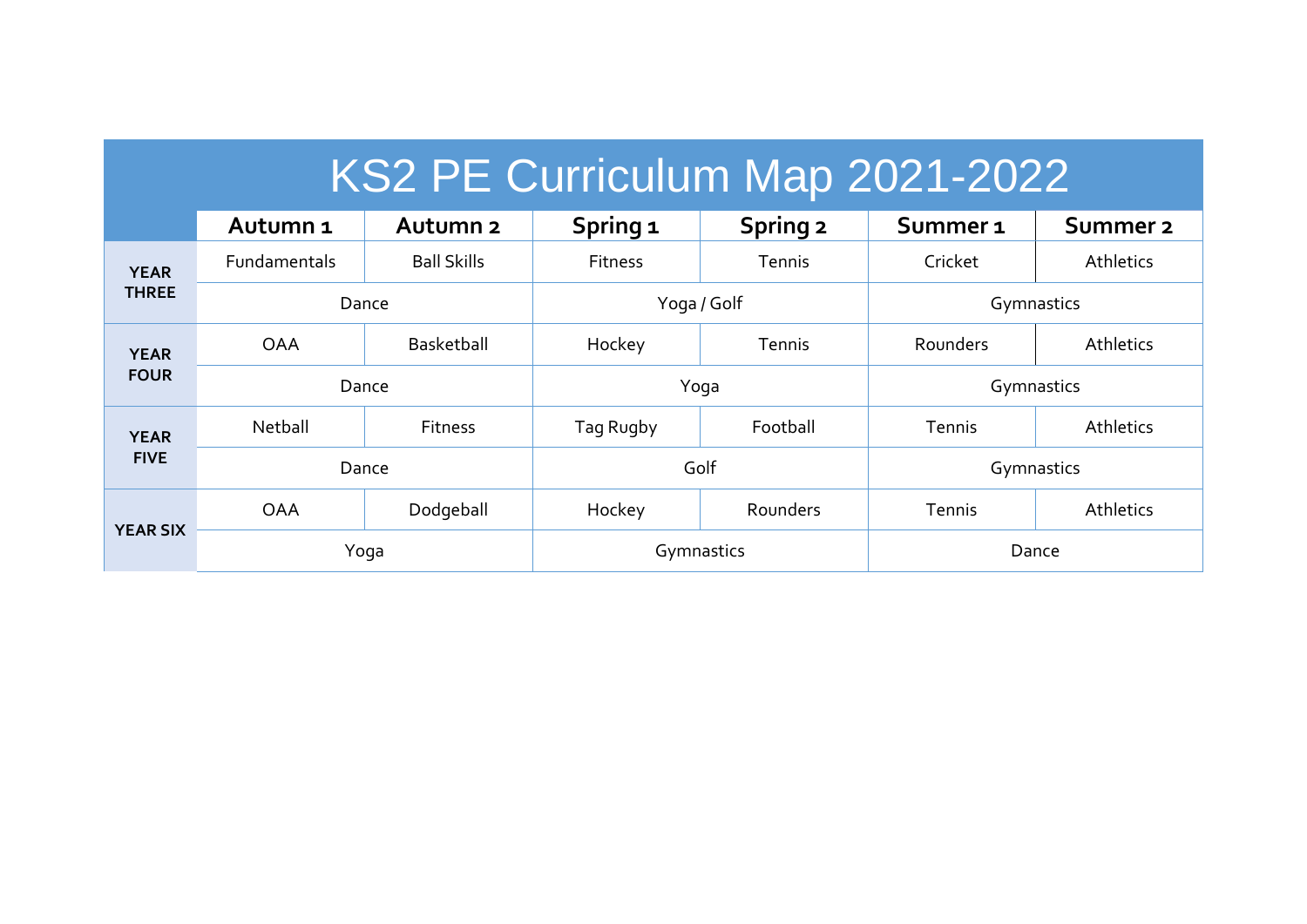# KS2 PE Curriculum Map 2021-2022

| | Autumn 1 | Autumn 2 | Spring 1 | Spring 2 | Summer 1 | Summer 2 |
|---|---|---|---|---|---|---|
| **YEAR THREE** | Fundamentals | Ball Skills | Fitness | Tennis | Cricket | Athletics |
| | Dance | | Yoga / Golf | | Gymnastics | |
| **YEAR FOUR** | OAA | Basketball | Hockey | Tennis | Rounders | Athletics |
| | Dance | | Yoga | | Gymnastics | |
| **YEAR FIVE** | Netball | Fitness | Tag Rugby | Football | Tennis | Athletics |
| | Dance | | Golf | | Gymnastics | |
| **YEAR SIX** | OAA | Dodgeball | Hockey | Rounders | Tennis | Athletics |
| | Yoga | | Gymnastics | | Dance | |